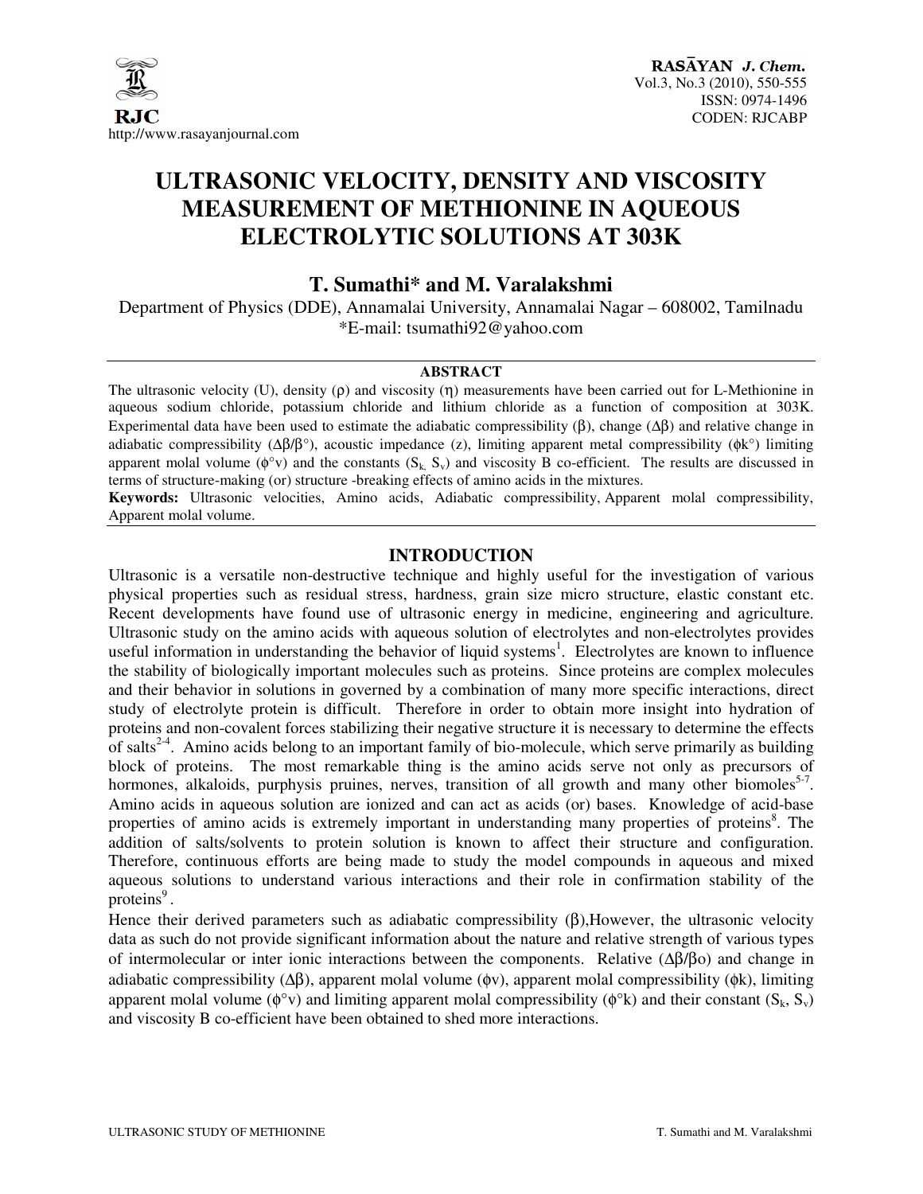# ULTRASONIC VELOCITY, DENSITY AND VISCOSITY MEASUREMENT OF METHIONINE IN AQUEOUS ELECTROLYTIC SOLUTIONS AT 303K

**T. Sumathi* and M. Varalakshmi**

Department of Physics (DDE), Annamalai University, Annamalai Nagar – 608002, Tamilnadu

*E-mail: tsumathi92@yahoo.com

## ABSTRACT

The ultrasonic velocity (U), density (ρ) and viscosity (η) measurements have been carried out for L-Methionine in aqueous sodium chloride, potassium chloride and lithium chloride as a function of composition at 303K. Experimental data have been used to estimate the adiabatic compressibility (β), change (Δβ) and relative change in adiabatic compressibility (Δβ/β°), acoustic impedance (z), limiting apparent metal compressibility (ϕk°) limiting apparent molal volume (ϕ°v) and the constants ($S_k$, $S_v$) and viscosity B co-efficient. The results are discussed in terms of structure-making (or) structure -breaking effects of amino acids in the mixtures.

**Keywords:** Ultrasonic velocities, Amino acids, Adiabatic compressibility, Apparent molal compressibility, Apparent molal volume.

## INTRODUCTION

Ultrasonic is a versatile non-destructive technique and highly useful for the investigation of various physical properties such as residual stress, hardness, grain size micro structure, elastic constant etc. Recent developments have found use of ultrasonic energy in medicine, engineering and agriculture. Ultrasonic study on the amino acids with aqueous solution of electrolytes and non-electrolytes provides useful information in understanding the behavior of liquid systems[1]. Electrolytes are known to influence the stability of biologically important molecules such as proteins. Since proteins are complex molecules and their behavior in solutions in governed by a combination of many more specific interactions, direct study of electrolyte protein is difficult. Therefore in order to obtain more insight into hydration of proteins and non-covalent forces stabilizing their negative structure it is necessary to determine the effects of salts[2-4]. Amino acids belong to an important family of bio-molecule, which serve primarily as building block of proteins. The most remarkable thing is the amino acids serve not only as precursors of hormones, alkaloids, purphysis pruines, nerves, transition of all growth and many other biomoles[5-7]. Amino acids in aqueous solution are ionized and can act as acids (or) bases. Knowledge of acid-base properties of amino acids is extremely important in understanding many properties of proteins[8]. The addition of salts/solvents to protein solution is known to affect their structure and configuration. Therefore, continuous efforts are being made to study the model compounds in aqueous and mixed aqueous solutions to understand various interactions and their role in confirmation stability of the proteins[9].

Hence their derived parameters such as adiabatic compressibility (β),However, the ultrasonic velocity data as such do not provide significant information about the nature and relative strength of various types of intermolecular or inter ionic interactions between the components. Relative (Δβ/βo) and change in adiabatic compressibility (Δβ), apparent molal volume (ϕv), apparent molal compressibility (ϕk), limiting apparent molal volume (ϕ°v) and limiting apparent molal compressibility (ϕ°k) and their constant ($S_k$, $S_v$) and viscosity B co-efficient have been obtained to shed more interactions.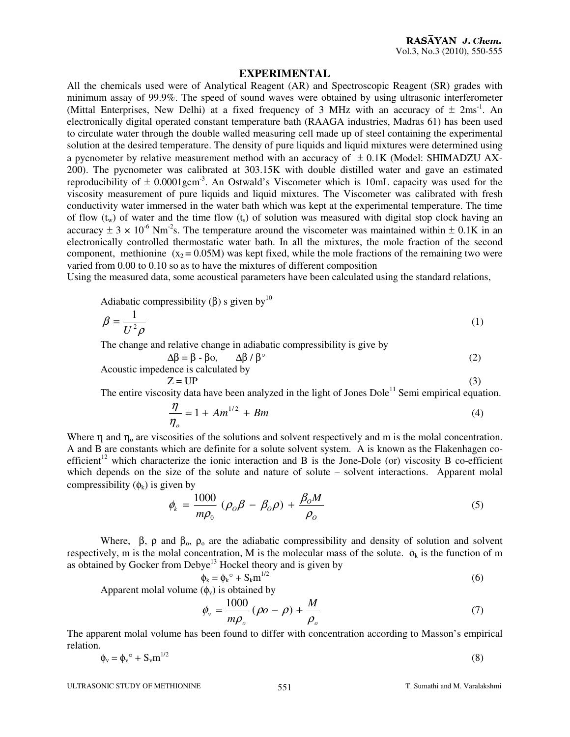## EXPERIMENTAL

All the chemicals used were of Analytical Reagent (AR) and Spectroscopic Reagent (SR) grades with minimum assay of 99.9%. The speed of sound waves were obtained by using ultrasonic interferometer (Mittal Enterprises, New Delhi) at a fixed frequency of 3 MHz with an accuracy of $\pm$ 2ms$^{-1}$. An electronically digital operated constant temperature bath (RAAGA industries, Madras 61) has been used to circulate water through the double walled measuring cell made up of steel containing the experimental solution at the desired temperature. The density of pure liquids and liquid mixtures were determined using a pycnometer by relative measurement method with an accuracy of $\pm$ 0.1K (Model: SHIMADZU AX-200). The pycnometer was calibrated at 303.15K with double distilled water and gave an estimated reproducibility of $\pm$ 0.0001gcm$^{-3}$. An Ostwald's Viscometer which is 10mL capacity was used for the viscosity measurement of pure liquids and liquid mixtures. The Viscometer was calibrated with fresh conductivity water immersed in the water bath which was kept at the experimental temperature. The time of flow ($t_w$) of water and the time flow ($t_s$) of solution was measured with digital stop clock having an accuracy $\pm 3 \times 10^{-6}$ Nm$^{-2}$s. The temperature around the viscometer was maintained within $\pm$ 0.1K in an electronically controlled thermostatic water bath. In all the mixtures, the mole fraction of the second component, methionine ($x_2$ = 0.05M) was kept fixed, while the mole fractions of the remaining two were varied from 0.00 to 0.10 so as to have the mixtures of different composition

Using the measured data, some acoustical parameters have been calculated using the standard relations,

Adiabatic compressibility ($\beta$) s given by[10]

$$\beta = \frac{1}{U^2 \rho} \tag{1}$$

The change and relative change in adiabatic compressibility is give by

$$\Delta\beta = \beta - \beta o, \qquad \Delta\beta / \beta^\circ \tag{2}$$

Acoustic impedence is calculated by

$$Z = UP \tag{3}$$

The entire viscosity data have been analyzed in the light of Jones Dole[11] Semi empirical equation.

$$\frac{\eta}{\eta_o} = 1 + Am^{1/2} + Bm \tag{4}$$

Where $\eta$ and $\eta_o$ are viscosities of the solutions and solvent respectively and m is the molal concentration. A and B are constants which are definite for a solute solvent system. A is known as the Flakenhagen co-efficient[12] which characterize the ionic interaction and B is the Jone-Dole (or) viscosity B co-efficient which depends on the size of the solute and nature of solute – solvent interactions. Apparent molal compressibility ($\phi_k$) is given by

$$\phi_k = \frac{1000}{m\rho_0}(\rho_O \beta - \beta_O \rho) + \frac{\beta_O M}{\rho_O} \tag{5}$$

Where, $\beta$, $\rho$ and $\beta_o$, $\rho_o$ are the adiabatic compressibility and density of solution and solvent respectively, m is the molal concentration, M is the molecular mass of the solute. $\phi_k$ is the function of m as obtained by Gocker from Debye[13] Hockel theory and is given by

$$\phi_k = \phi_k^\circ + S_k m^{1/2} \tag{6}$$

Apparent molal volume ($\phi_v$) is obtained by

$$\phi_v = \frac{1000}{m\rho_o}(\rho o - \rho) + \frac{M}{\rho_o} \tag{7}$$

The apparent molal volume has been found to differ with concentration according to Masson's empirical relation.

$$\phi_v = \phi_v^\circ + S_v m^{1/2} \tag{8}$$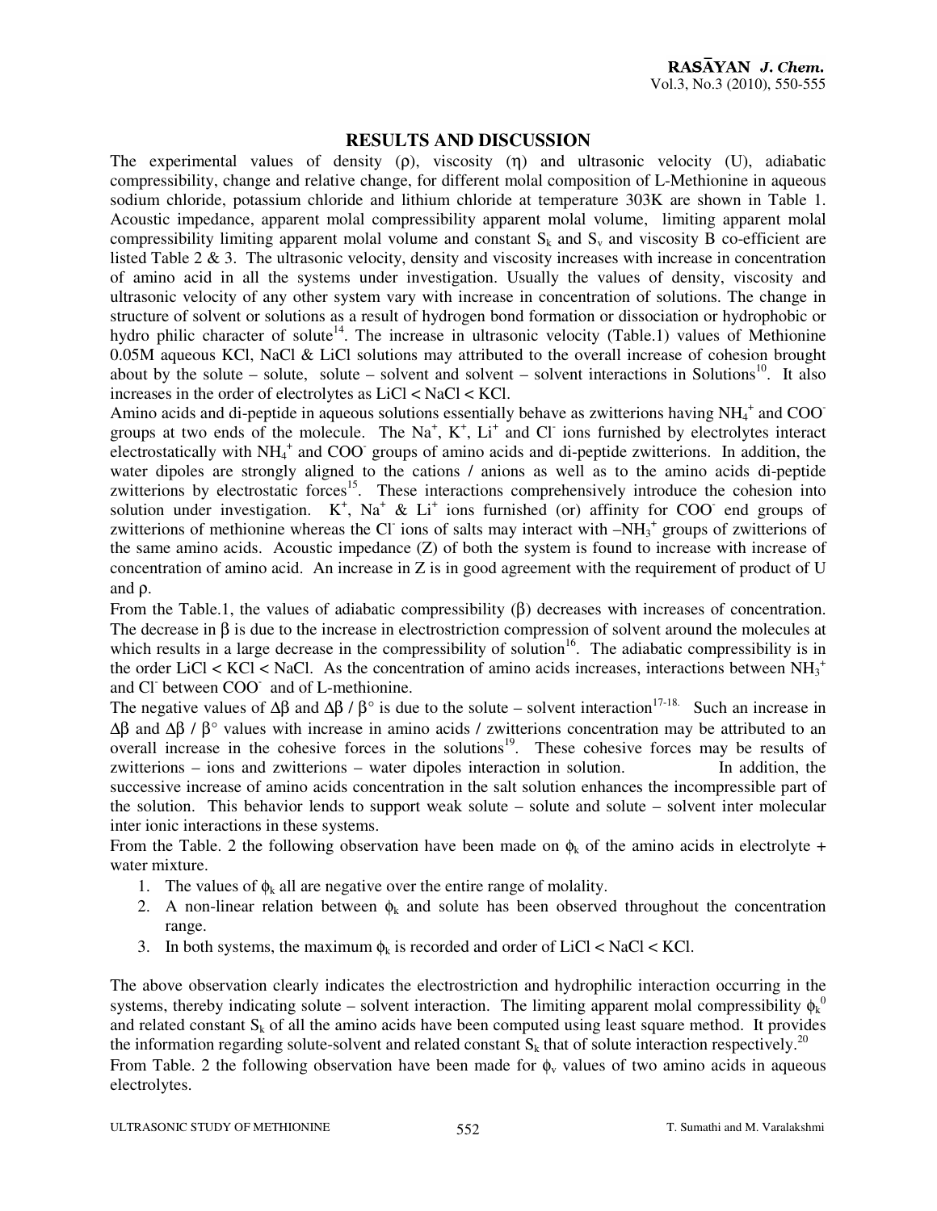## RESULTS AND DISCUSSION

The experimental values of density (ρ), viscosity (η) and ultrasonic velocity (U), adiabatic compressibility, change and relative change, for different molal composition of L-Methionine in aqueous sodium chloride, potassium chloride and lithium chloride at temperature 303K are shown in Table 1. Acoustic impedance, apparent molal compressibility apparent molal volume, limiting apparent molal compressibility limiting apparent molal volume and constant $S_k$ and $S_v$ and viscosity B co-efficient are listed Table 2 & 3. The ultrasonic velocity, density and viscosity increases with increase in concentration of amino acid in all the systems under investigation. Usually the values of density, viscosity and ultrasonic velocity of any other system vary with increase in concentration of solutions. The change in structure of solvent or solutions as a result of hydrogen bond formation or dissociation or hydrophobic or hydro philic character of solute[14]. The increase in ultrasonic velocity (Table.1) values of Methionine 0.05M aqueous KCl, NaCl & LiCl solutions may attributed to the overall increase of cohesion brought about by the solute – solute, solute – solvent and solvent – solvent interactions in Solutions[10]. It also increases in the order of electrolytes as LiCl < NaCl < KCl.

Amino acids and di-peptide in aqueous solutions essentially behave as zwitterions having $NH_4^+$ and $COO^-$ groups at two ends of the molecule. The $Na^+$, $K^+$, $Li^+$ and $Cl^-$ ions furnished by electrolytes interact electrostatically with $NH_4^+$ and $COO^-$ groups of amino acids and di-peptide zwitterions. In addition, the water dipoles are strongly aligned to the cations / anions as well as to the amino acids di-peptide zwitterions by electrostatic forces[15]. These interactions comprehensively introduce the cohesion into solution under investigation. $K^+$, $Na^+$ & $Li^+$ ions furnished (or) affinity for $COO^-$ end groups of zwitterions of methionine whereas the $Cl^-$ ions of salts may interact with $-NH_3^+$ groups of zwitterions of the same amino acids. Acoustic impedance (Z) of both the system is found to increase with increase of concentration of amino acid. An increase in Z is in good agreement with the requirement of product of U and ρ.

From the Table.1, the values of adiabatic compressibility (β) decreases with increases of concentration. The decrease in β is due to the increase in electrostriction compression of solvent around the molecules at which results in a large decrease in the compressibility of solution[16]. The adiabatic compressibility is in the order LiCl < KCl < NaCl. As the concentration of amino acids increases, interactions between $NH_3^+$ and $Cl^-$ between $COO^-$ and of L-methionine.

The negative values of $\Delta\beta$ and $\Delta\beta / \beta°$ is due to the solute – solvent interaction[17-18]. Such an increase in $\Delta\beta$ and $\Delta\beta / \beta°$ values with increase in amino acids / zwitterions concentration may be attributed to an overall increase in the cohesive forces in the solutions[19]. These cohesive forces may be results of zwitterions – ions and zwitterions – water dipoles interaction in solution. In addition, the successive increase of amino acids concentration in the salt solution enhances the incompressible part of the solution. This behavior lends to support weak solute – solute and solute – solvent inter molecular inter ionic interactions in these systems.

From the Table. 2 the following observation have been made on $\phi_k$ of the amino acids in electrolyte + water mixture.

1. The values of $\phi_k$ all are negative over the entire range of molality.
2. A non-linear relation between $\phi_k$ and solute has been observed throughout the concentration range.
3. In both systems, the maximum $\phi_k$ is recorded and order of LiCl < NaCl < KCl.

The above observation clearly indicates the electrostriction and hydrophilic interaction occurring in the systems, thereby indicating solute – solvent interaction. The limiting apparent molal compressibility $\phi_k^0$ and related constant $S_k$ of all the amino acids have been computed using least square method. It provides the information regarding solute-solvent and related constant $S_k$ that of solute interaction respectively.[20]

From Table. 2 the following observation have been made for $\phi_v$ values of two amino acids in aqueous electrolytes.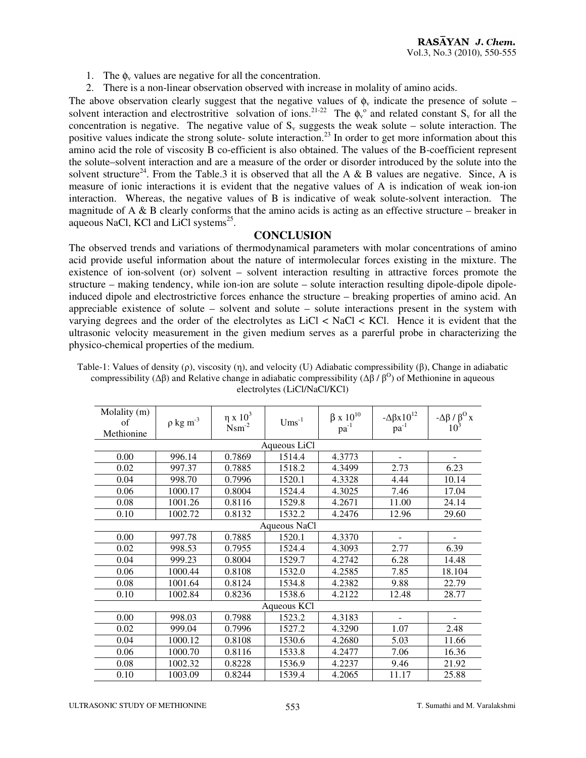1. The $\phi_v$ values are negative for all the concentration.
2. There is a non-linear observation observed with increase in molality of amino acids.

The above observation clearly suggest that the negative values of $\phi_v$ indicate the presence of solute – solvent interaction and electrostritive solvation of ions.[21-22] The $\phi_v^o$ and related constant $S_v$ for all the concentration is negative. The negative value of $S_v$ suggests the weak solute – solute interaction. The positive values indicate the strong solute- solute interaction.[23] In order to get more information about this amino acid the role of viscosity B co-efficient is also obtained. The values of the B-coefficient represent the solute–solvent interaction and are a measure of the order or disorder introduced by the solute into the solvent structure[24]. From the Table.3 it is observed that all the A & B values are negative. Since, A is measure of ionic interactions it is evident that the negative values of A is indication of weak ion-ion interaction. Whereas, the negative values of B is indicative of weak solute-solvent interaction. The magnitude of A & B clearly conforms that the amino acids is acting as an effective structure – breaker in aqueous NaCl, KCl and LiCl systems[25].

## CONCLUSION

The observed trends and variations of thermodynamical parameters with molar concentrations of amino acid provide useful information about the nature of intermolecular forces existing in the mixture. The existence of ion-solvent (or) solvent – solvent interaction resulting in attractive forces promote the structure – making tendency, while ion-ion are solute – solute interaction resulting dipole-dipole dipole-induced dipole and electrostrictive forces enhance the structure – breaking properties of amino acid. An appreciable existence of solute – solvent and solute – solute interactions present in the system with varying degrees and the order of the electrolytes as LiCl < NaCl < KCl. Hence it is evident that the ultrasonic velocity measurement in the given medium serves as a parerful probe in characterizing the physico-chemical properties of the medium.

Table-1: Values of density (ρ), viscosity (η), and velocity (U) Adiabatic compressibility (β), Change in adiabatic compressibility (Δβ) and Relative change in adiabatic compressibility ($\Delta\beta / \beta^O$) of Methionine in aqueous electrolytes (LiCl/NaCl/KCl)

| Molality (m) of Methionine | $\rho$ kg m$^{-3}$ | $\eta \times 10^3$ Nsm$^{-2}$ | Ums$^{-1}$ | $\beta \times 10^{10}$ pa$^{-1}$ | $-\Delta\beta \times 10^{12}$ pa$^{-1}$ | $-\Delta\beta / \beta^O \times 10^3$ |
|---|---|---|---|---|---|---|
| Aqueous LiCl | | | | | | |
| 0.00 | 996.14 | 0.7869 | 1514.4 | 4.3773 | - | - |
| 0.02 | 997.37 | 0.7885 | 1518.2 | 4.3499 | 2.73 | 6.23 |
| 0.04 | 998.70 | 0.7996 | 1520.1 | 4.3328 | 4.44 | 10.14 |
| 0.06 | 1000.17 | 0.8004 | 1524.4 | 4.3025 | 7.46 | 17.04 |
| 0.08 | 1001.26 | 0.8116 | 1529.8 | 4.2671 | 11.00 | 24.14 |
| 0.10 | 1002.72 | 0.8132 | 1532.2 | 4.2476 | 12.96 | 29.60 |
| Aqueous NaCl | | | | | | |
| 0.00 | 997.78 | 0.7885 | 1520.1 | 4.3370 | - | - |
| 0.02 | 998.53 | 0.7955 | 1524.4 | 4.3093 | 2.77 | 6.39 |
| 0.04 | 999.23 | 0.8004 | 1529.7 | 4.2742 | 6.28 | 14.48 |
| 0.06 | 1000.44 | 0.8108 | 1532.0 | 4.2585 | 7.85 | 18.104 |
| 0.08 | 1001.64 | 0.8124 | 1534.8 | 4.2382 | 9.88 | 22.79 |
| 0.10 | 1002.84 | 0.8236 | 1538.6 | 4.2122 | 12.48 | 28.77 |
| Aqueous KCl | | | | | | |
| 0.00 | 998.03 | 0.7988 | 1523.2 | 4.3183 | - | - |
| 0.02 | 999.04 | 0.7996 | 1527.2 | 4.3290 | 1.07 | 2.48 |
| 0.04 | 1000.12 | 0.8108 | 1530.6 | 4.2680 | 5.03 | 11.66 |
| 0.06 | 1000.70 | 0.8116 | 1533.8 | 4.2477 | 7.06 | 16.36 |
| 0.08 | 1002.32 | 0.8228 | 1536.9 | 4.2237 | 9.46 | 21.92 |
| 0.10 | 1003.09 | 0.8244 | 1539.4 | 4.2065 | 11.17 | 25.88 |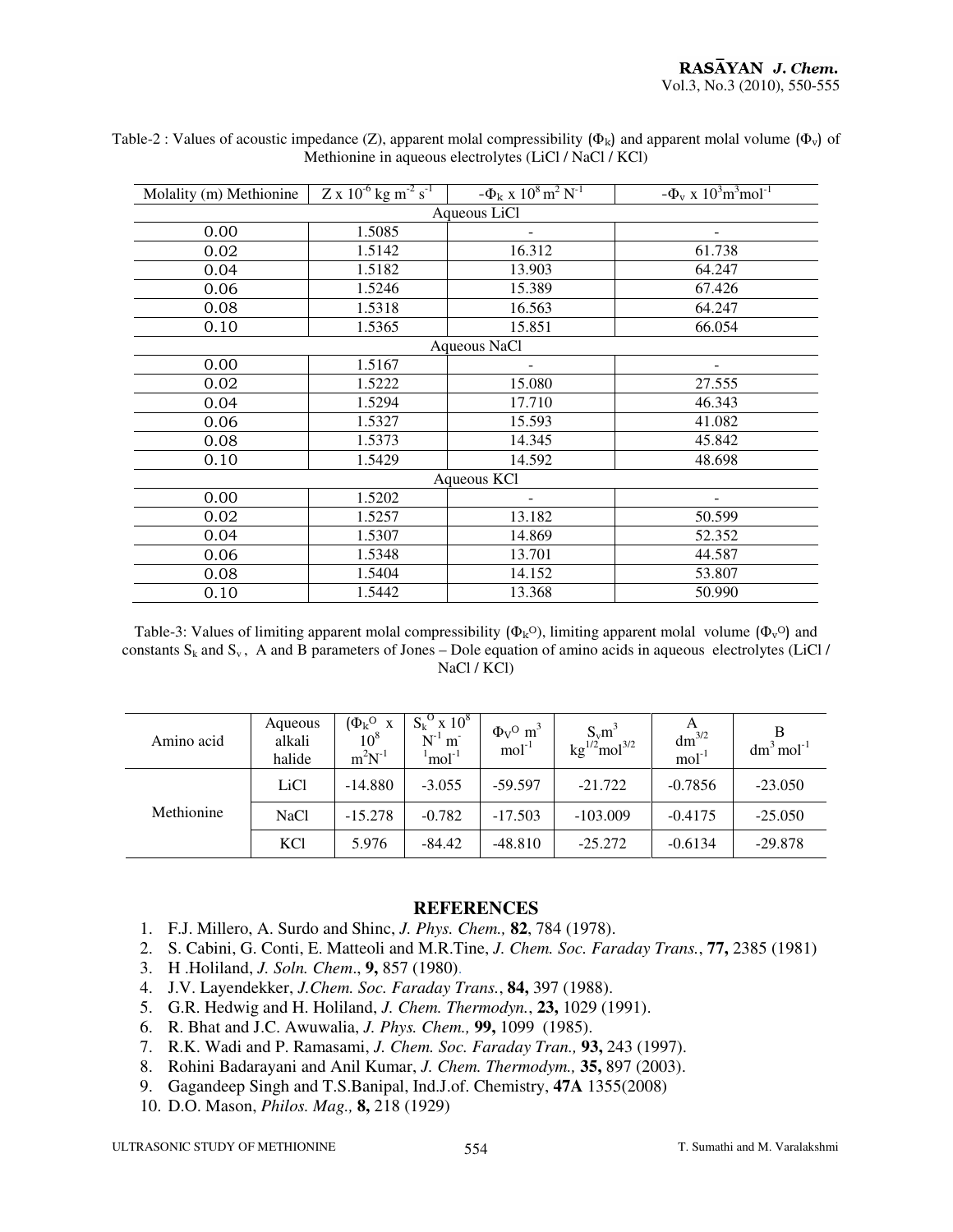Table-2 : Values of acoustic impedance (Z), apparent molal compressibility ($\Phi_k$) and apparent molal volume ($\Phi_v$) of Methionine in aqueous electrolytes (LiCl / NaCl / KCl)

| Molality (m) Methionine | $Z \times 10^{-6}$ kg $m^{-2}$ $s^{-1}$ | $-\Phi_k \times 10^8$ $m^2$ $N^{-1}$ | $-\Phi_v \times 10^3 m^3 mol^{-1}$ |
|---|---|---|---|
| Aqueous LiCl | | | |
| 0.00 | 1.5085 | - | - |
| 0.02 | 1.5142 | 16.312 | 61.738 |
| 0.04 | 1.5182 | 13.903 | 64.247 |
| 0.06 | 1.5246 | 15.389 | 67.426 |
| 0.08 | 1.5318 | 16.563 | 64.247 |
| 0.10 | 1.5365 | 15.851 | 66.054 |
| Aqueous NaCl | | | |
| 0.00 | 1.5167 | - | - |
| 0.02 | 1.5222 | 15.080 | 27.555 |
| 0.04 | 1.5294 | 17.710 | 46.343 |
| 0.06 | 1.5327 | 15.593 | 41.082 |
| 0.08 | 1.5373 | 14.345 | 45.842 |
| 0.10 | 1.5429 | 14.592 | 48.698 |
| Aqueous KCl | | | |
| 0.00 | 1.5202 | - | - |
| 0.02 | 1.5257 | 13.182 | 50.599 |
| 0.04 | 1.5307 | 14.869 | 52.352 |
| 0.06 | 1.5348 | 13.701 | 44.587 |
| 0.08 | 1.5404 | 14.152 | 53.807 |
| 0.10 | 1.5442 | 13.368 | 50.990 |

Table-3: Values of limiting apparent molal compressibility ($\Phi_k^O$), limiting apparent molal volume ($\Phi_v^O$) and constants $S_k$ and $S_v$, A and B parameters of Jones – Dole equation of amino acids in aqueous electrolytes (LiCl / NaCl / KCl)

| Amino acid | Aqueous alkali halide | $\Phi_k^O \times 10^8$ $m^2N^{-1}$ | $S_k^O \times 10^8$ $N^{-1}$ $m^{-1}$ $mol^{-1}$ | $\Phi_V^O$ $m^3$ $mol^{-1}$ | $S_v m^3$ $kg^{1/2} mol^{3/2}$ | A $dm^{3/2}$ $mol^{-1}$ | B $dm^3$ $mol^{-1}$ |
|---|---|---|---|---|---|---|---|
| Methionine | LiCl | -14.880 | -3.055 | -59.597 | -21.722 | -0.7856 | -23.050 |
| | NaCl | -15.278 | -0.782 | -17.503 | -103.009 | -0.4175 | -25.050 |
| | KCl | 5.976 | -84.42 | -48.810 | -25.272 | -0.6134 | -29.878 |

## REFERENCES

1. F.J. Millero, A. Surdo and Shinc, *J. Phys. Chem.,* **82**, 784 (1978).
2. S. Cabini, G. Conti, E. Matteoli and M.R.Tine, *J. Chem. Soc. Faraday Trans.*, **77,** 2385 (1981)
3. H .Holiland, *J. Soln. Chem*., **9,** 857 (1980).
4. J.V. Layendekker, *J.Chem. Soc. Faraday Trans.*, **84,** 397 (1988).
5. G.R. Hedwig and H. Holiland, *J. Chem. Thermodyn.*, **23,** 1029 (1991).
6. R. Bhat and J.C. Awuwalia, *J. Phys. Chem.,* **99,** 1099 (1985).
7. R.K. Wadi and P. Ramasami, *J. Chem. Soc. Faraday Tran.,* **93,** 243 (1997).
8. Rohini Badarayani and Anil Kumar, *J. Chem. Thermodym.,* **35,** 897 (2003).
9. Gagandeep Singh and T.S.Banipal, Ind.J.of. Chemistry, **47A** 1355(2008)
10. D.O. Mason, *Philos. Mag.,* **8,** 218 (1929)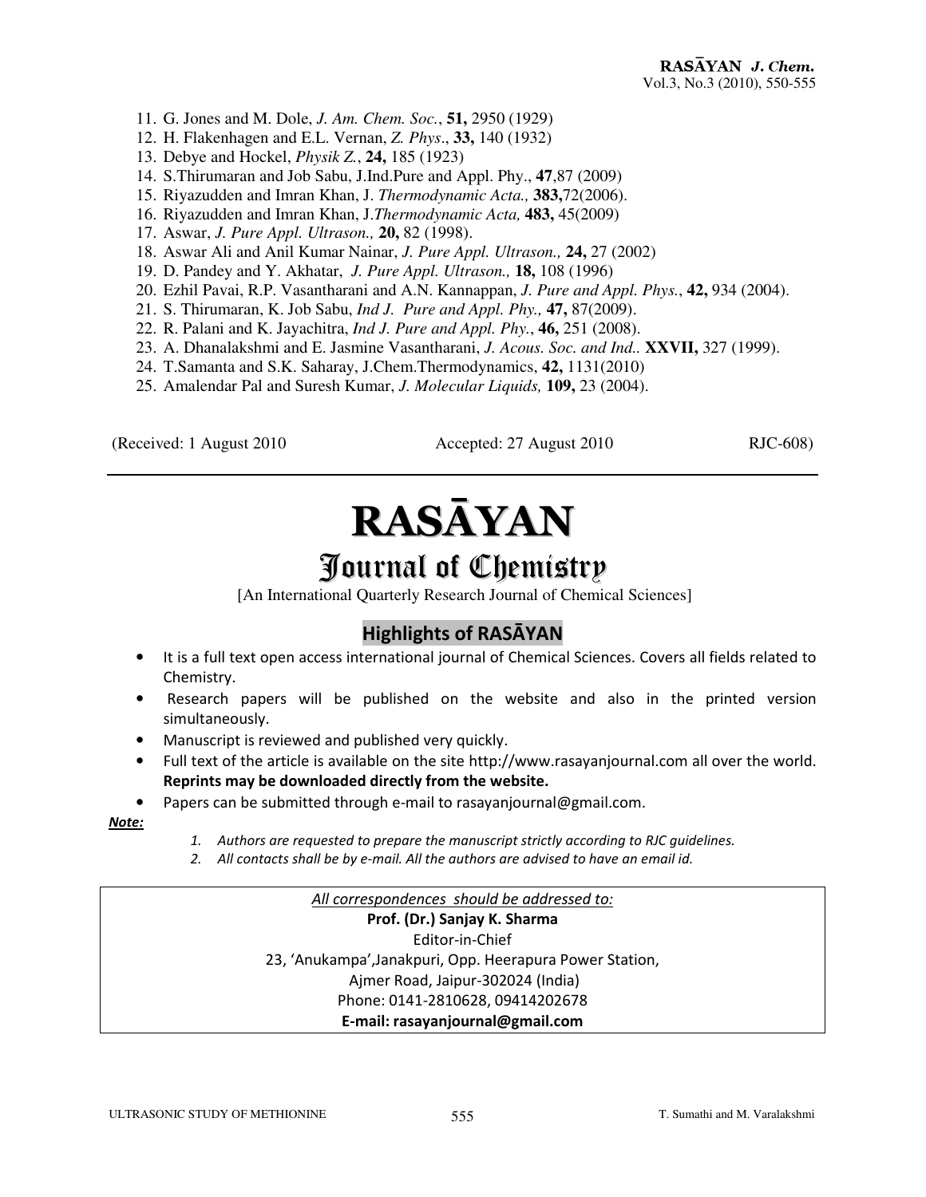11. G. Jones and M. Dole, *J. Am. Chem. Soc.*, **51,** 2950 (1929)
12. H. Flakenhagen and E.L. Vernan, *Z. Phys*., **33,** 140 (1932)
13. Debye and Hockel, *Physik Z.*, **24,** 185 (1923)
14. S.Thirumaran and Job Sabu, J.Ind.Pure and Appl. Phy., **47**,87 (2009)
15. Riyazudden and Imran Khan, J. *Thermodynamic Acta.,* **383,**72(2006).
16. Riyazudden and Imran Khan, J.*Thermodynamic Acta,* **483,** 45(2009)
17. Aswar, *J. Pure Appl. Ultrason.,* **20,** 82 (1998).
18. Aswar Ali and Anil Kumar Nainar, *J. Pure Appl. Ultrason.,* **24,** 27 (2002)
19. D. Pandey and Y. Akhatar, *J. Pure Appl. Ultrason.,* **18,** 108 (1996)
20. Ezhil Pavai, R.P. Vasantharani and A.N. Kannappan, *J. Pure and Appl. Phys.*, **42,** 934 (2004).
21. S. Thirumaran, K. Job Sabu, *Ind J. Pure and Appl. Phy.,* **47,** 87(2009).
22. R. Palani and K. Jayachitra, *Ind J. Pure and Appl. Phy.*, **46,** 251 (2008).
23. A. Dhanalakshmi and E. Jasmine Vasantharani, *J. Acous. Soc. and Ind..* **XXVII,** 327 (1999).
24. T.Samanta and S.K. Saharay, J.Chem.Thermodynamics, **42,** 1131(2010)
25. Amalendar Pal and Suresh Kumar, *J. Molecular Liquids,* **109,** 23 (2004).

(Received: 1 August 2010 Accepted: 27 August 2010 RJC-608)

---

# RASĀYAN

## Journal of Chemistry

[An International Quarterly Research Journal of Chemical Sciences]

### Highlights of RASĀYAN

- It is a full text open access international journal of Chemical Sciences. Covers all fields related to Chemistry.
- Research papers will be published on the website and also in the printed version simultaneously.
- Manuscript is reviewed and published very quickly.
- Full text of the article is available on the site http://www.rasayanjournal.com all over the world. **Reprints may be downloaded directly from the website.**
- Papers can be submitted through e-mail to rasayanjournal@gmail.com.

***Note:***

1. *Authors are requested to prepare the manuscript strictly according to RJC guidelines.*
2. *All contacts shall be by e-mail. All the authors are advised to have an email id.*

*All correspondences should be addressed to:*
**Prof. (Dr.) Sanjay K. Sharma**
Editor-in-Chief
23, 'Anukampa',Janakpuri, Opp. Heerapura Power Station,
Ajmer Road, Jaipur-302024 (India)
Phone: 0141-2810628, 09414202678
**E-mail: rasayanjournal@gmail.com**